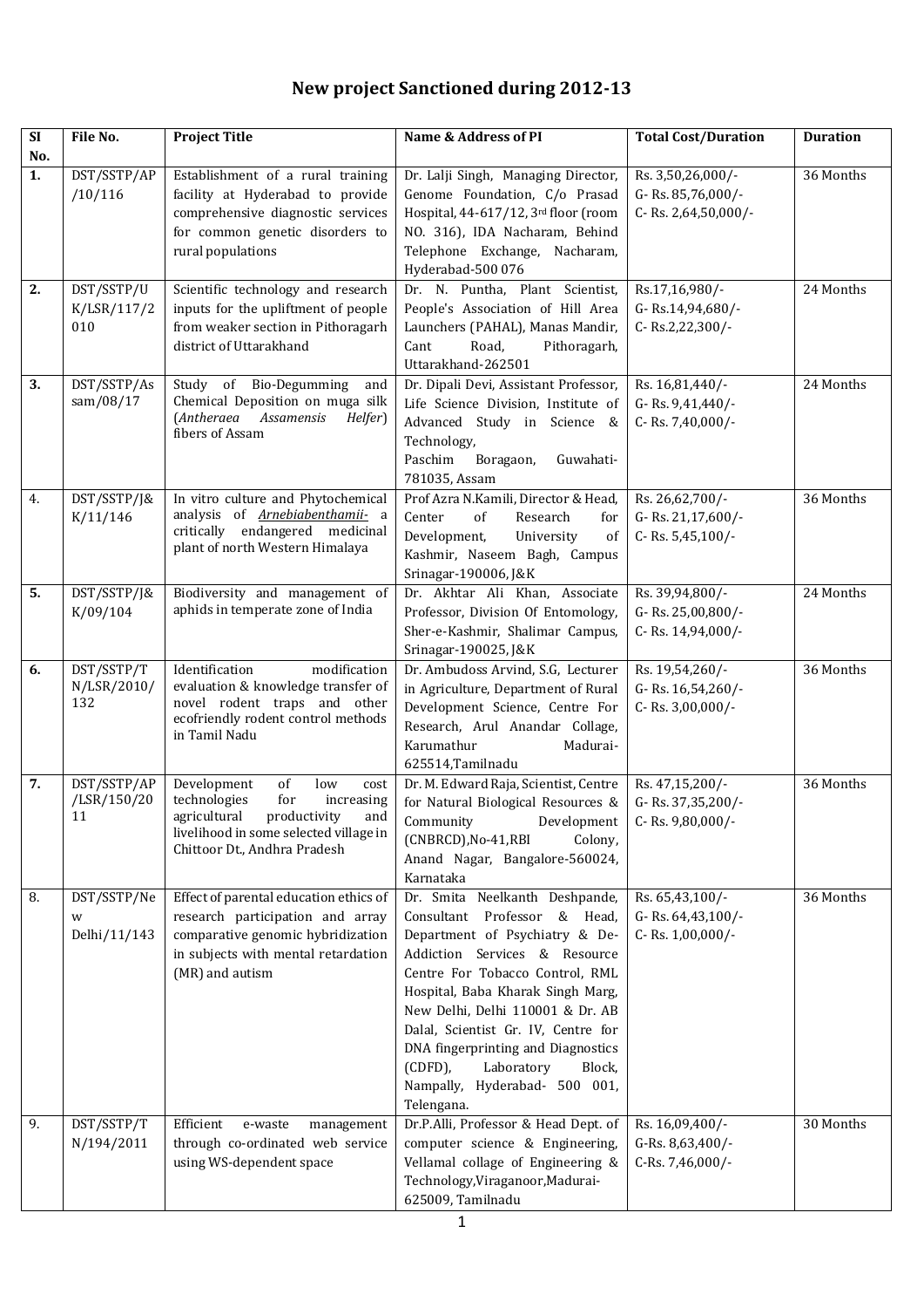# New project Sanctioned during 2012-13

| Sl No. | File No. | Project Title | Name & Address of PI | Total Cost/Duration | Duration |
|---|---|---|---|---|---|
| **1.** | DST/SSTP/AP /10/116 | Establishment of a rural training facility at Hyderabad to provide comprehensive diagnostic services for common genetic disorders to rural populations | Dr. Lalji Singh, Managing Director, Genome Foundation, C/o Prasad Hospital, 44-617/12, 3rd floor (room NO. 316), IDA Nacharam, Behind Telephone Exchange, Nacharam, Hyderabad-500 076 | Rs. 3,50,26,000/- G- Rs. 85,76,000/- C- Rs. 2,64,50,000/- | 36 Months |
| **2.** | DST/SSTP/UK/LSR/117/2010 | Scientific technology and research inputs for the upliftment of people from weaker section in Pithoragarh district of Uttarakhand | Dr. N. Puntha, Plant Scientist, People's Association of Hill Area Launchers (PAHAL), Manas Mandir, Cant Road, Pithoragarh, Uttarakhand-262501 | Rs.17,16,980/- G- Rs.14,94,680/- C- Rs.2,22,300/- | 24 Months |
| **3.** | DST/SSTP/Assam/08/17 | Study of Bio-Degumming and Chemical Deposition on muga silk (*Antheraea Assamensis Helfer*) fibers of Assam | Dr. Dipali Devi, Assistant Professor, Life Science Division, Institute of Advanced Study in Science & Technology, Paschim Boragaon, Guwahati-781035, Assam | Rs. 16,81,440/- G- Rs. 9,41,440/- C- Rs. 7,40,000/- | 24 Months |
| 4. | DST/SSTP/J&K/11/146 | In vitro culture and Phytochemical analysis of ***Arnebiabenthamii***- a critically endangered medicinal plant of north Western Himalaya | Prof Azra N.Kamili, Director & Head, Center of Research for Development, University of Kashmir, Naseem Bagh, Campus Srinagar-190006, J&K | Rs. 26,62,700/- G- Rs. 21,17,600/- C- Rs. 5,45,100/- | 36 Months |
| **5.** | DST/SSTP/J&K/09/104 | Biodiversity and management of aphids in temperate zone of India | Dr. Akhtar Ali Khan, Associate Professor, Division Of Entomology, Sher-e-Kashmir, Shalimar Campus, Srinagar-190025, J&K | Rs. 39,94,800/- G- Rs. 25,00,800/- C- Rs. 14,94,000/- | 24 Months |
| **6.** | DST/SSTP/TN/LSR/2010/132 | Identification modification evaluation & knowledge transfer of novel rodent traps and other ecofriendly rodent control methods in Tamil Nadu | Dr. Ambudoss Arvind, S.G, Lecturer in Agriculture, Department of Rural Development Science, Centre For Research, Arul Anandar Collage, Karumathur Madurai-625514,Tamilnadu | Rs. 19,54,260/- G- Rs. 16,54,260/- C- Rs. 3,00,000/- | 36 Months |
| **7.** | DST/SSTP/AP/LSR/150/2011 | Development of low cost technologies for increasing agricultural productivity and livelihood in some selected village in Chittoor Dt., Andhra Pradesh | Dr. M. Edward Raja, Scientist, Centre for Natural Biological Resources & Community Development (CNBRCD),No-41,RBI Colony, Anand Nagar, Bangalore-560024, Karnataka | Rs. 47,15,200/- G- Rs. 37,35,200/- C- Rs. 9,80,000/- | 36 Months |
| 8. | DST/SSTP/New Delhi/11/143 | Effect of parental education ethics of research participation and array comparative genomic hybridization in subjects with mental retardation (MR) and autism | Dr. Smita Neelkanth Deshpande, Consultant Professor & Head, Department of Psychiatry & De-Addiction Services & Resource Centre For Tobacco Control, RML Hospital, Baba Kharak Singh Marg, New Delhi, Delhi 110001 & Dr. AB Dalal, Scientist Gr. IV, Centre for DNA fingerprinting and Diagnostics (CDFD), Laboratory Block, Nampally, Hyderabad- 500 001, Telengana. | Rs. 65,43,100/- G- Rs. 64,43,100/- C- Rs. 1,00,000/- | 36 Months |
| 9. | DST/SSTP/TN/194/2011 | Efficient e-waste management through co-ordinated web service using WS-dependent space | Dr.P.Alli, Professor & Head Dept. of computer science & Engineering, Vellamal collage of Engineering & Technology,Viraganoor,Madurai-625009, Tamilnadu | Rs. 16,09,400/- G-Rs. 8,63,400/- C-Rs. 7,46,000/- | 30 Months |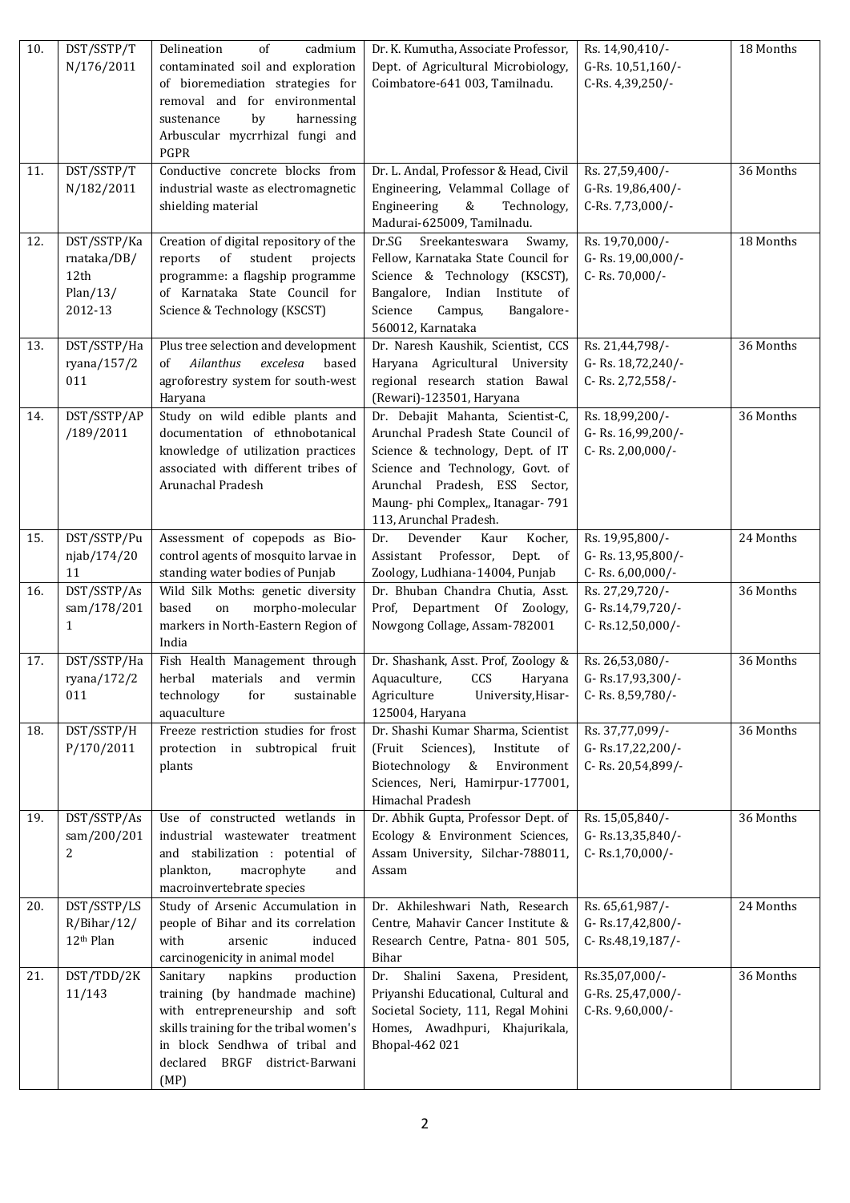| 10. | DST/SSTP/TN/176/2011 | Delineation of cadmium contaminated soil and exploration of bioremediation strategies for removal and for environmental sustenance by harnessing Arbuscular mycrrhizal fungi and PGPR | Dr. K. Kumutha, Associate Professor, Dept. of Agricultural Microbiology, Coimbatore-641 003, Tamilnadu. | Rs. 14,90,410/- G-Rs. 10,51,160/- C-Rs. 4,39,250/- | 18 Months |
|---|---|---|---|---|---|
| 11. | DST/SSTP/TN/182/2011 | Conductive concrete blocks from industrial waste as electromagnetic shielding material | Dr. L. Andal, Professor & Head, Civil Engineering, Velammal Collage of Engineering & Technology, Madurai-625009, Tamilnadu. | Rs. 27,59,400/- G-Rs. 19,86,400/- C-Rs. 7,73,000/- | 36 Months |
| 12. | DST/SSTP/Karnataka/DB/12th Plan/13/2012-13 | Creation of digital repository of the reports of student projects programme: a flagship programme of Karnataka State Council for Science & Technology (KSCST) | Dr.SG Sreekanteswara Swamy, Fellow, Karnataka State Council for Science & Technology (KSCST), Bangalore, Indian Institute of Science Campus, Bangalore-560012, Karnataka | Rs. 19,70,000/- G- Rs. 19,00,000/- C- Rs. 70,000/- | 18 Months |
| 13. | DST/SSTP/Haryana/157/2011 | Plus tree selection and development of *Ailanthus excelesa* based agroforestry system for south-west Haryana | Dr. Naresh Kaushik, Scientist, CCS Haryana Agricultural University regional research station Bawal (Rewari)-123501, Haryana | Rs. 21,44,798/- G- Rs. 18,72,240/- C- Rs. 2,72,558/- | 36 Months |
| 14. | DST/SSTP/AP/189/2011 | Study on wild edible plants and documentation of ethnobotanical knowledge of utilization practices associated with different tribes of Arunachal Pradesh | Dr. Debajit Mahanta, Scientist-C, Arunachal Pradesh State Council of Science & technology, Dept. of IT Science and Technology, Govt. of Arunachal Pradesh, ESS Sector, Maung- phi Complex,, Itanagar- 791 113, Arunchal Pradesh. | Rs. 18,99,200/- G- Rs. 16,99,200/- C- Rs. 2,00,000/- | 36 Months |
| 15. | DST/SSTP/Punjab/174/2011 | Assessment of copepods as Bio-control agents of mosquito larvae in standing water bodies of Punjab | Dr. Devender Kaur Kocher, Assistant Professor, Dept. of Zoology, Ludhiana-14004, Punjab | Rs. 19,95,800/- G- Rs. 13,95,800/- C- Rs. 6,00,000/- | 24 Months |
| 16. | DST/SSTP/Assam/178/2011 | Wild Silk Moths: genetic diversity based on morpho-molecular markers in North-Eastern Region of India | Dr. Bhuban Chandra Chutia, Asst. Prof, Department Of Zoology, Nowgong Collage, Assam-782001 | Rs. 27,29,720/- G- Rs.14,79,720/- C- Rs.12,50,000/- | 36 Months |
| 17. | DST/SSTP/Haryana/172/2011 | Fish Health Management through herbal materials and vermin technology for sustainable aquaculture | Dr. Shashank, Asst. Prof, Zoology & Aquaculture, CCS Haryana Agriculture University,Hisar-125004, Haryana | Rs. 26,53,080/- G- Rs.17,93,300/- C- Rs. 8,59,780/- | 36 Months |
| 18. | DST/SSTP/HP/170/2011 | Freeze restriction studies for frost protection in subtropical fruit plants | Dr. Shashi Kumar Sharma, Scientist (Fruit Sciences), Institute of Biotechnology & Environment Sciences, Neri, Hamirpur-177001, Himachal Pradesh | Rs. 37,77,099/- G- Rs.17,22,200/- C- Rs. 20,54,899/- | 36 Months |
| 19. | DST/SSTP/Assam/200/2012 | Use of constructed wetlands in industrial wastewater treatment and stabilization : potential of plankton, macrophyte and macroinvertebrate species | Dr. Abhik Gupta, Professor Dept. of Ecology & Environment Sciences, Assam University, Silchar-788011, Assam | Rs. 15,05,840/- G- Rs.13,35,840/- C- Rs.1,70,000/- | 36 Months |
| 20. | DST/SSTP/LSR/Bihar/12/12th Plan | Study of Arsenic Accumulation in people of Bihar and its correlation with arsenic induced carcinogenicity in animal model | Dr. Akhileshwari Nath, Research Centre, Mahavir Cancer Institute & Research Centre, Patna- 801 505, Bihar | Rs. 65,61,987/- G- Rs.17,42,800/- C- Rs.48,19,187/- | 24 Months |
| 21. | DST/TDD/2K11/143 | Sanitary napkins production training (by handmade machine) with entrepreneurship and soft skills training for the tribal women's in block Sendhwa of tribal and declared BRGF district-Barwani (MP) | Dr. Shalini Saxena, President, Priyanshi Educational, Cultural and Societal Society, 111, Regal Mohini Homes, Awadhpuri, Khajurikala, Bhopal-462 021 | Rs.35,07,000/- G-Rs. 25,47,000/- C-Rs. 9,60,000/- | 36 Months |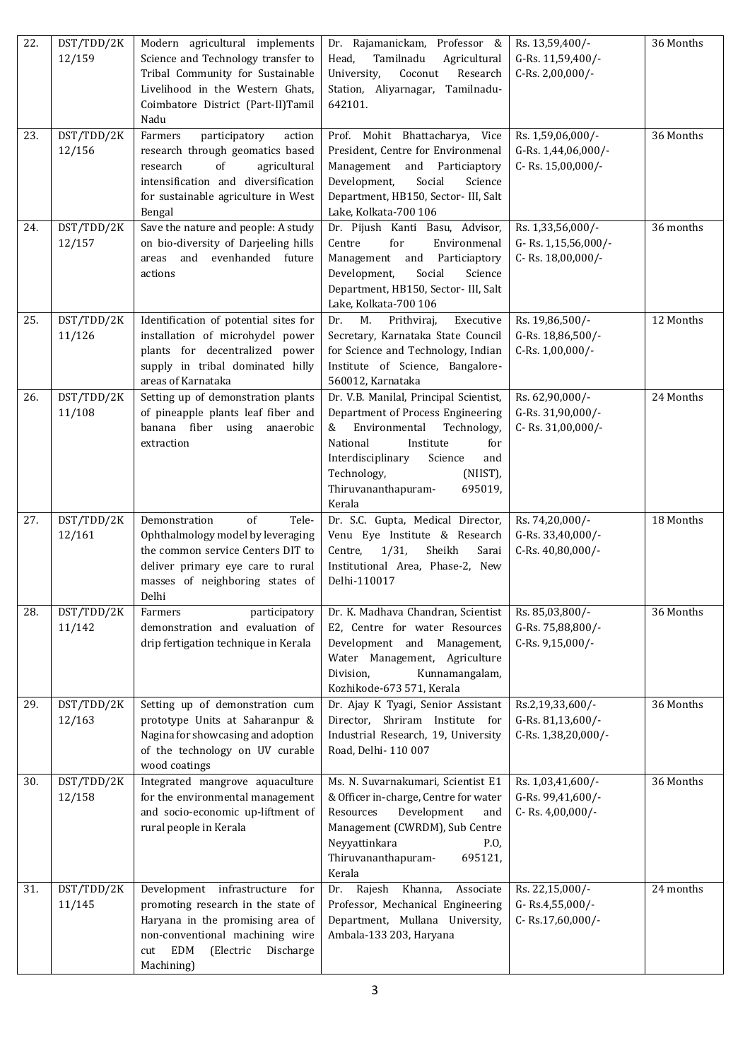| 22. | DST/TDD/2K 12/159 | Modern agricultural implements Science and Technology transfer to Tribal Community for Sustainable Livelihood in the Western Ghats, Coimbatore District (Part-II)Tamil Nadu | Dr. Rajamanickam, Professor & Head, Tamilnadu Agricultural University, Coconut Research Station, Aliyarnagar, Tamilnadu-642101. | Rs. 13,59,400/-<br>G-Rs. 11,59,400/-<br>C-Rs. 2,00,000/- | 36 Months |
|---|---|---|---|---|---|
| 23. | DST/TDD/2K 12/156 | Farmers participatory action research through geomatics based research of agricultural intensification and diversification for sustainable agriculture in West Bengal | Prof. Mohit Bhattacharya, Vice President, Centre for Environmenal Management and Particiaptory Development, Social Science Department, HB150, Sector- III, Salt Lake, Kolkata-700 106 | Rs. 1,59,06,000/-<br>G-Rs. 1,44,06,000/-<br>C- Rs. 15,00,000/- | 36 Months |
| 24. | DST/TDD/2K 12/157 | Save the nature and people: A study on bio-diversity of Darjeeling hills areas and evenhanded future actions | Dr. Pijush Kanti Basu, Advisor, Centre for Environmenal Management and Particiaptory Development, Social Science Department, HB150, Sector- III, Salt Lake, Kolkata-700 106 | Rs. 1,33,56,000/-<br>G- Rs. 1,15,56,000/-<br>C- Rs. 18,00,000/- | 36 months |
| 25. | DST/TDD/2K 11/126 | Identification of potential sites for installation of microhydel power plants for decentralized power supply in tribal dominated hilly areas of Karnataka | Dr. M. Prithviraj, Executive Secretary, Karnataka State Council for Science and Technology, Indian Institute of Science, Bangalore-560012, Karnataka | Rs. 19,86,500/-<br>G-Rs. 18,86,500/-<br>C-Rs. 1,00,000/- | 12 Months |
| 26. | DST/TDD/2K 11/108 | Setting up of demonstration plants of pineapple plants leaf fiber and banana fiber using anaerobic extraction | Dr. V.B. Manilal, Principal Scientist, Department of Process Engineering & Environmental Technology, National Institute for Interdisciplinary Science and Technology, (NIIST), Thiruvananthapuram- 695019, Kerala | Rs. 62,90,000/-<br>G-Rs. 31,90,000/-<br>C- Rs. 31,00,000/- | 24 Months |
| 27. | DST/TDD/2K 12/161 | Demonstration of Tele-Ophthalmology model by leveraging the common service Centers DIT to deliver primary eye care to rural masses of neighboring states of Delhi | Dr. S.C. Gupta, Medical Director, Venu Eye Institute & Research Centre, 1/31, Sheikh Sarai Institutional Area, Phase-2, New Delhi-110017 | Rs. 74,20,000/-<br>G-Rs. 33,40,000/-<br>C-Rs. 40,80,000/- | 18 Months |
| 28. | DST/TDD/2K 11/142 | Farmers participatory demonstration and evaluation of drip fertigation technique in Kerala | Dr. K. Madhava Chandran, Scientist E2, Centre for water Resources Development and Management, Water Management, Agriculture Division, Kunnamangalam, Kozhikode-673 571, Kerala | Rs. 85,03,800/-<br>G-Rs. 75,88,800/-<br>C-Rs. 9,15,000/- | 36 Months |
| 29. | DST/TDD/2K 12/163 | Setting up of demonstration cum prototype Units at Saharanpur & Nagina for showcasing and adoption of the technology on UV curable wood coatings | Dr. Ajay K Tyagi, Senior Assistant Director, Shriram Institute for Industrial Research, 19, University Road, Delhi- 110 007 | Rs.2,19,33,600/-<br>G-Rs. 81,13,600/-<br>C-Rs. 1,38,20,000/- | 36 Months |
| 30. | DST/TDD/2K 12/158 | Integrated mangrove aquaculture for the environmental management and socio-economic up-liftment of rural people in Kerala | Ms. N. Suvarnakumari, Scientist E1 & Officer in-charge, Centre for water Resources Development and Management (CWRDM), Sub Centre Neyyattinkara P.O, Thiruvananthapuram- 695121, Kerala | Rs. 1,03,41,600/-<br>G-Rs. 99,41,600/-<br>C- Rs. 4,00,000/- | 36 Months |
| 31. | DST/TDD/2K 11/145 | Development infrastructure for promoting research in the state of Haryana in the promising area of non-conventional machining wire cut EDM (Electric Discharge Machining) | Dr. Rajesh Khanna, Associate Professor, Mechanical Engineering Department, Mullana University, Ambala-133 203, Haryana | Rs. 22,15,000/-<br>G- Rs.4,55,000/-<br>C- Rs.17,60,000/- | 24 months |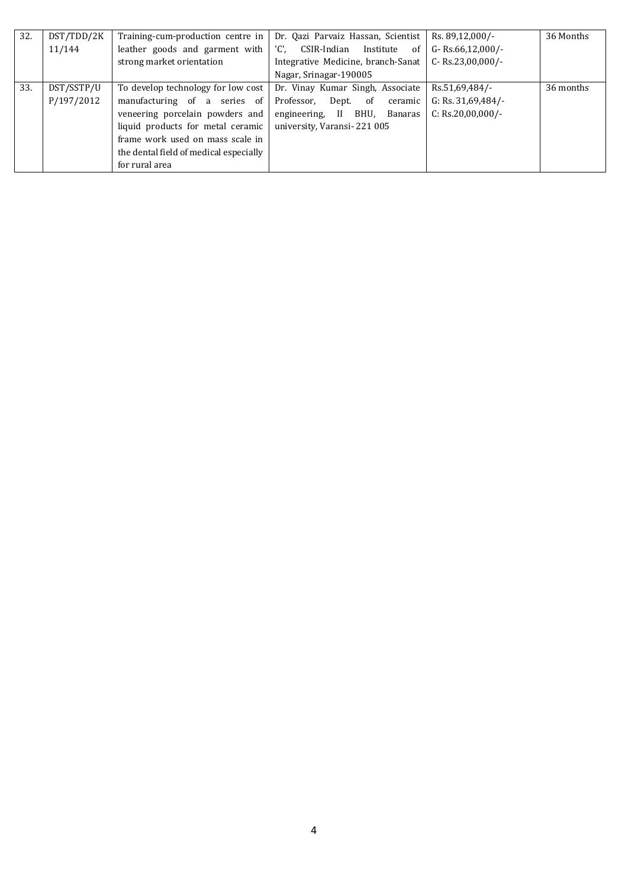| | | | | | |
|---|---|---|---|---|---|
| 32. | DST/TDD/2K 11/144 | Training-cum-production centre in leather goods and garment with strong market orientation | Dr. Qazi Parvaiz Hassan, Scientist 'C', CSIR-Indian Institute of Integrative Medicine, branch-Sanat Nagar, Srinagar-190005 | Rs. 89,12,000/- G- Rs.66,12,000/- C- Rs.23,00,000/- | 36 Months |
| 33. | DST/SSTP/U P/197/2012 | To develop technology for low cost manufacturing of a series of veneering porcelain powders and liquid products for metal ceramic frame work used on mass scale in the dental field of medical especially for rural area | Dr. Vinay Kumar Singh, Associate Professor, Dept. of ceramic engineering, II BHU, Banaras university, Varansi- 221 005 | Rs.51,69,484/- G: Rs. 31,69,484/- C: Rs.20,00,000/- | 36 months |